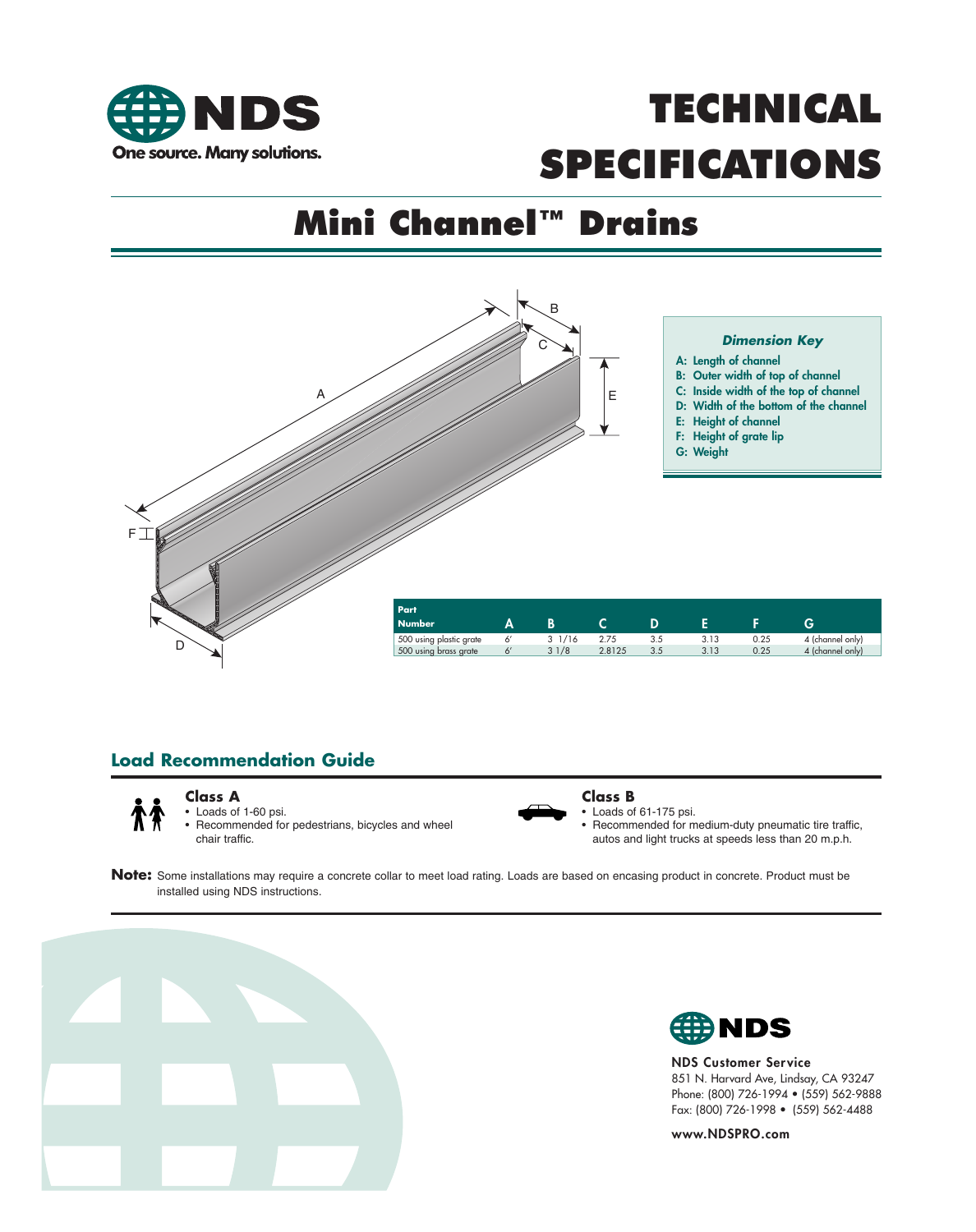NDS
One source. Many solutions.

# TECHNICAL SPECIFICATIONS

## Mini Channel™ Drains

### *Dimension Key*

- A: Length of channel
- B: Outer width of top of channel
- C: Inside width of the top of channel
- D: Width of the bottom of the channel
- E: Height of channel
- F: Height of grate lip
- G: Weight

| Part Number | A | B | C | D | E | F | G |
|---|---|---|---|---|---|---|---|
| 500 using plastic grate | 6' | 3 1/16 | 2.75 | 3.5 | 3.13 | 0.25 | 4 (channel only) |
| 500 using brass grate | 6' | 3 1/8 | 2.8125 | 3.5 | 3.13 | 0.25 | 4 (channel only) |

## Load Recommendation Guide

**Class A**

- Loads of 1-60 psi.
- Recommended for pedestrians, bicycles and wheel chair traffic.

**Class B**

- Loads of 61-175 psi.
- Recommended for medium-duty pneumatic tire traffic, autos and light trucks at speeds less than 20 m.p.h.

**Note:** Some installations may require a concrete collar to meet load rating. Loads are based on encasing product in concrete. Product must be installed using NDS instructions.

NDS

**NDS Customer Service**
851 N. Harvard Ave, Lindsay, CA 93247
Phone: (800) 726-1994 • (559) 562-9888
Fax: (800) 726-1998 • (559) 562-4488

**www.NDSPRO.com**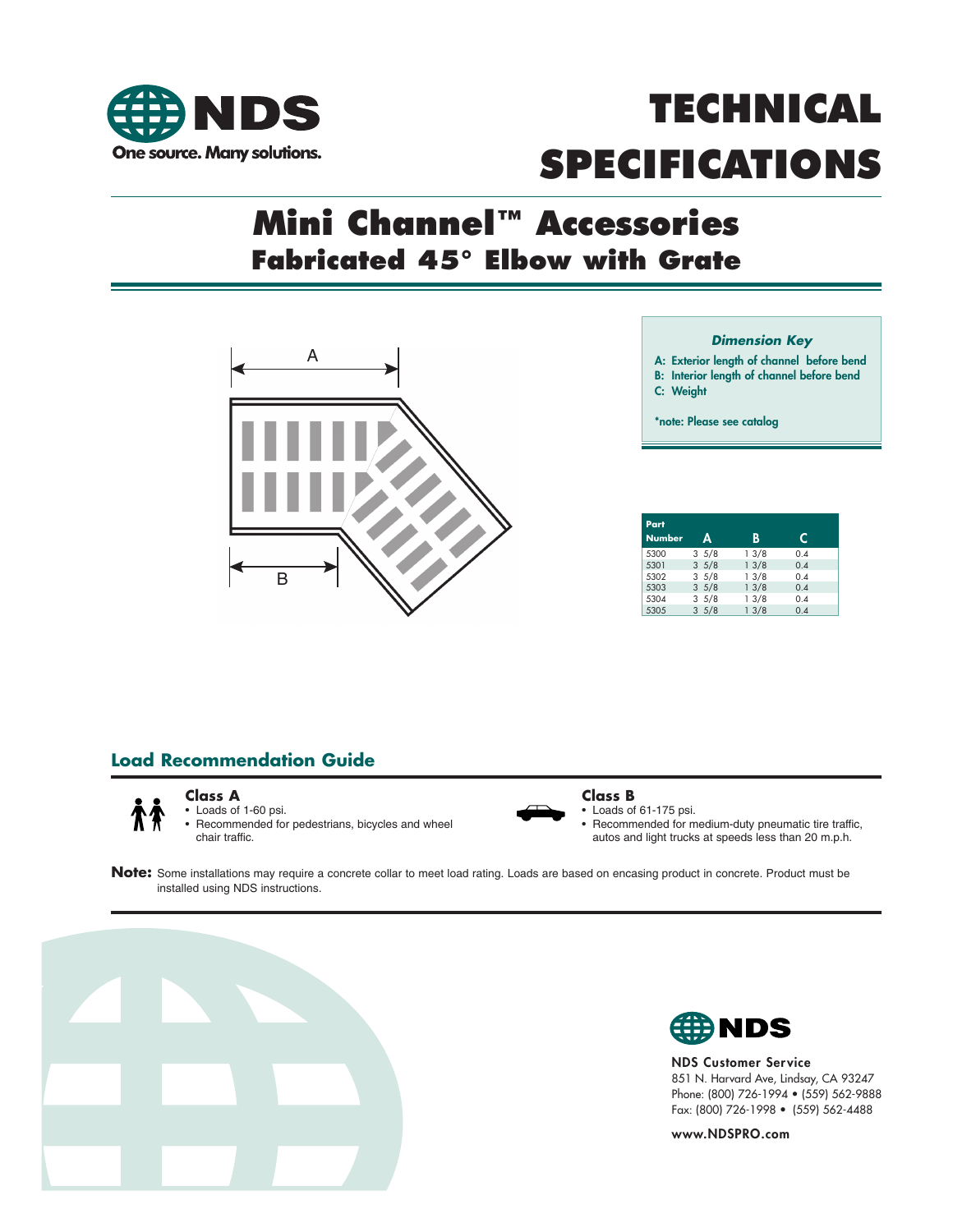# TECHNICAL SPECIFICATIONS

## Mini Channel™ Accessories
### Fabricated 45° Elbow with Grate

A

B

***Dimension Key***

**A: Exterior length of channel before bend**
**B: Interior length of channel before bend**
**C: Weight**

**\*note: Please see catalog**

| Part Number | A | B | C |
|---|---|---|---|
| 5300 | 3 5/8 | 1 3/8 | 0.4 |
| 5301 | 3 5/8 | 1 3/8 | 0.4 |
| 5302 | 3 5/8 | 1 3/8 | 0.4 |
| 5303 | 3 5/8 | 1 3/8 | 0.4 |
| 5304 | 3 5/8 | 1 3/8 | 0.4 |
| 5305 | 3 5/8 | 1 3/8 | 0.4 |

## Load Recommendation Guide

**Class A**
- Loads of 1-60 psi.
- Recommended for pedestrians, bicycles and wheel chair traffic.

**Class B**
- Loads of 61-175 psi.
- Recommended for medium-duty pneumatic tire traffic, autos and light trucks at speeds less than 20 m.p.h.

**Note:** Some installations may require a concrete collar to meet load rating. Loads are based on encasing product in concrete. Product must be installed using NDS instructions.

**NDS Customer Service**
851 N. Harvard Ave, Lindsay, CA 93247
Phone: (800) 726-1994 • (559) 562-9888
Fax: (800) 726-1998 • (559) 562-4488

**www.NDSPRO.com**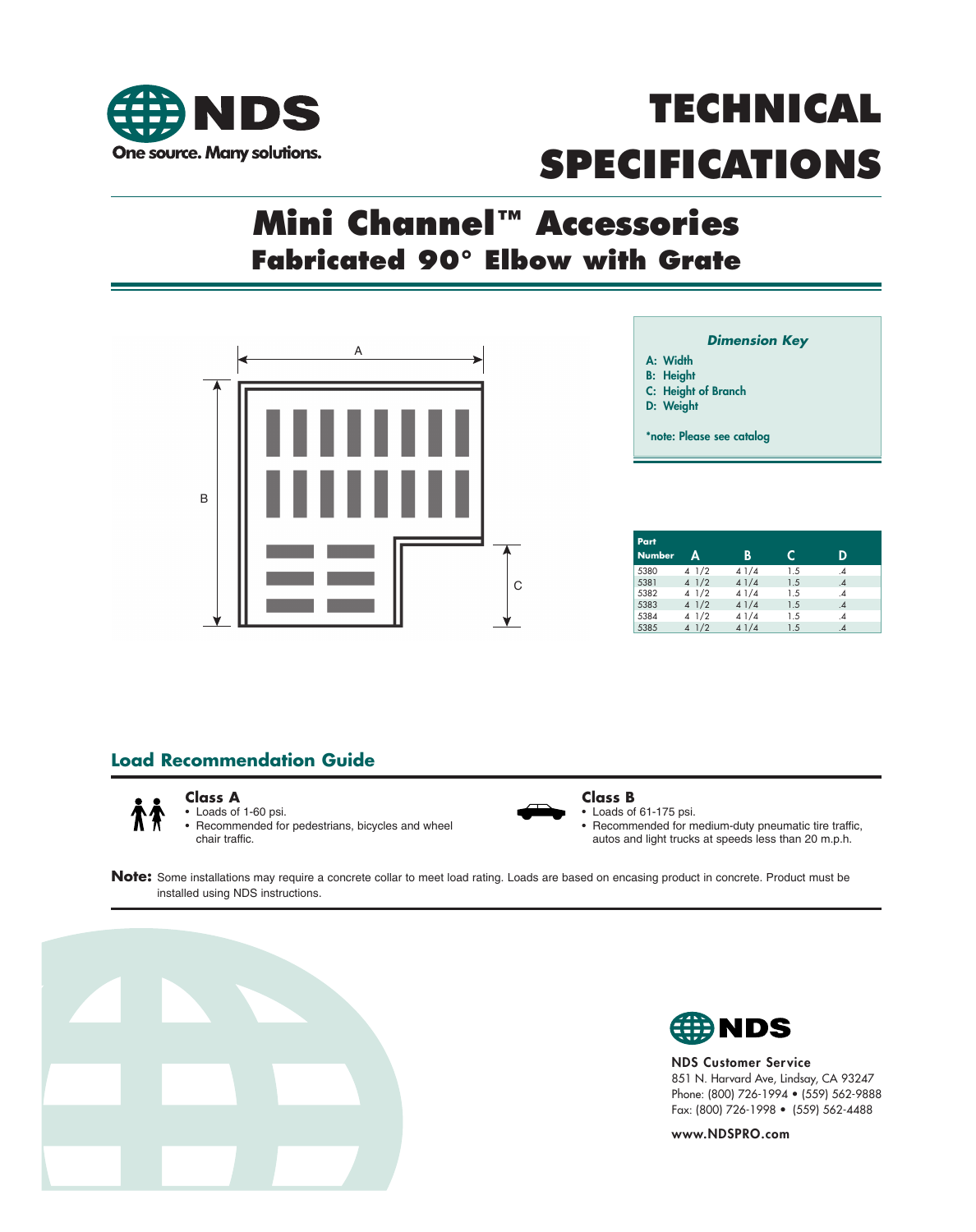# TECHNICAL SPECIFICATIONS

## Mini Channel™ Accessories
### Fabricated 90° Elbow with Grate

A

B

C

***Dimension Key***

**A: Width**
**B: Height**
**C: Height of Branch**
**D: Weight**

***note: Please see catalog**

| Part Number | A | B | C | D |
|---|---|---|---|---|
| 5380 | 4 1/2 | 4 1/4 | 1.5 | .4 |
| 5381 | 4 1/2 | 4 1/4 | 1.5 | .4 |
| 5382 | 4 1/2 | 4 1/4 | 1.5 | .4 |
| 5383 | 4 1/2 | 4 1/4 | 1.5 | .4 |
| 5384 | 4 1/2 | 4 1/4 | 1.5 | .4 |
| 5385 | 4 1/2 | 4 1/4 | 1.5 | .4 |

## Load Recommendation Guide

**Class A**
- Loads of 1-60 psi.
- Recommended for pedestrians, bicycles and wheel chair traffic.

**Class B**
- Loads of 61-175 psi.
- Recommended for medium-duty pneumatic tire traffic, autos and light trucks at speeds less than 20 m.p.h.

**Note:** Some installations may require a concrete collar to meet load rating. Loads are based on encasing product in concrete. Product must be installed using NDS instructions.

**NDS Customer Service**
851 N. Harvard Ave, Lindsay, CA 93247
Phone: (800) 726-1994 • (559) 562-9888
Fax: (800) 726-1998 • (559) 562-4488

**www.NDSPRO.com**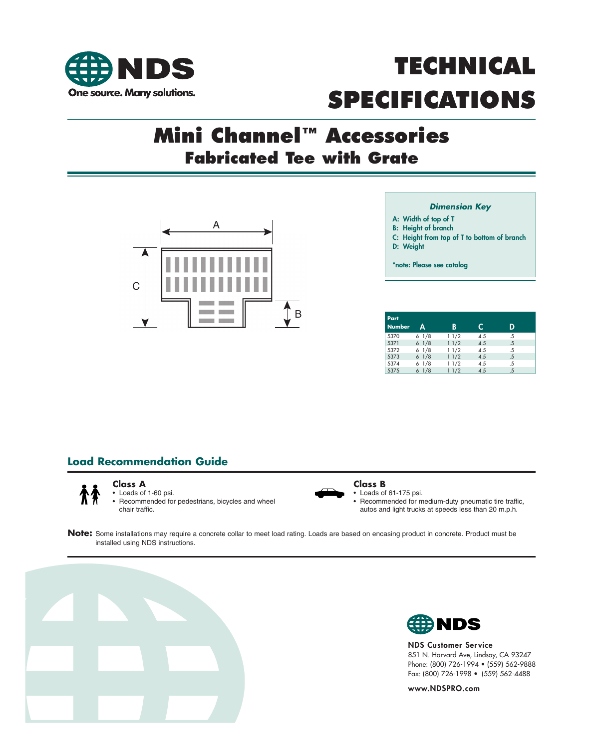# TECHNICAL SPECIFICATIONS

NDS — One source. Many solutions.

## Mini Channel™ Accessories

### Fabricated Tee with Grate

A

C

B

**_Dimension Key_**

**A: Width of top of T**
**B: Height of branch**
**C: Height from top of T to bottom of branch**
**D: Weight**

***note: Please see catalog**

| Part Number | A | B | C | D |
|---|---|---|---|---|
| 5370 | 6 1/8 | 1 1/2 | 4.5 | .5 |
| 5371 | 6 1/8 | 1 1/2 | 4.5 | .5 |
| 5372 | 6 1/8 | 1 1/2 | 4.5 | .5 |
| 5373 | 6 1/8 | 1 1/2 | 4.5 | .5 |
| 5374 | 6 1/8 | 1 1/2 | 4.5 | .5 |
| 5375 | 6 1/8 | 1 1/2 | 4.5 | .5 |

## Load Recommendation Guide

**Class A**

- Loads of 1-60 psi.
- Recommended for pedestrians, bicycles and wheel chair traffic.

**Class B**

- Loads of 61-175 psi.
- Recommended for medium-duty pneumatic tire traffic, autos and light trucks at speeds less than 20 m.p.h.

**Note:** Some installations may require a concrete collar to meet load rating. Loads are based on encasing product in concrete. Product must be installed using NDS instructions.

**NDS Customer Service**
851 N. Harvard Ave, Lindsay, CA 93247
Phone: (800) 726-1994 • (559) 562-9888
Fax: (800) 726-1998 • (559) 562-4488

**www.NDSPRO.com**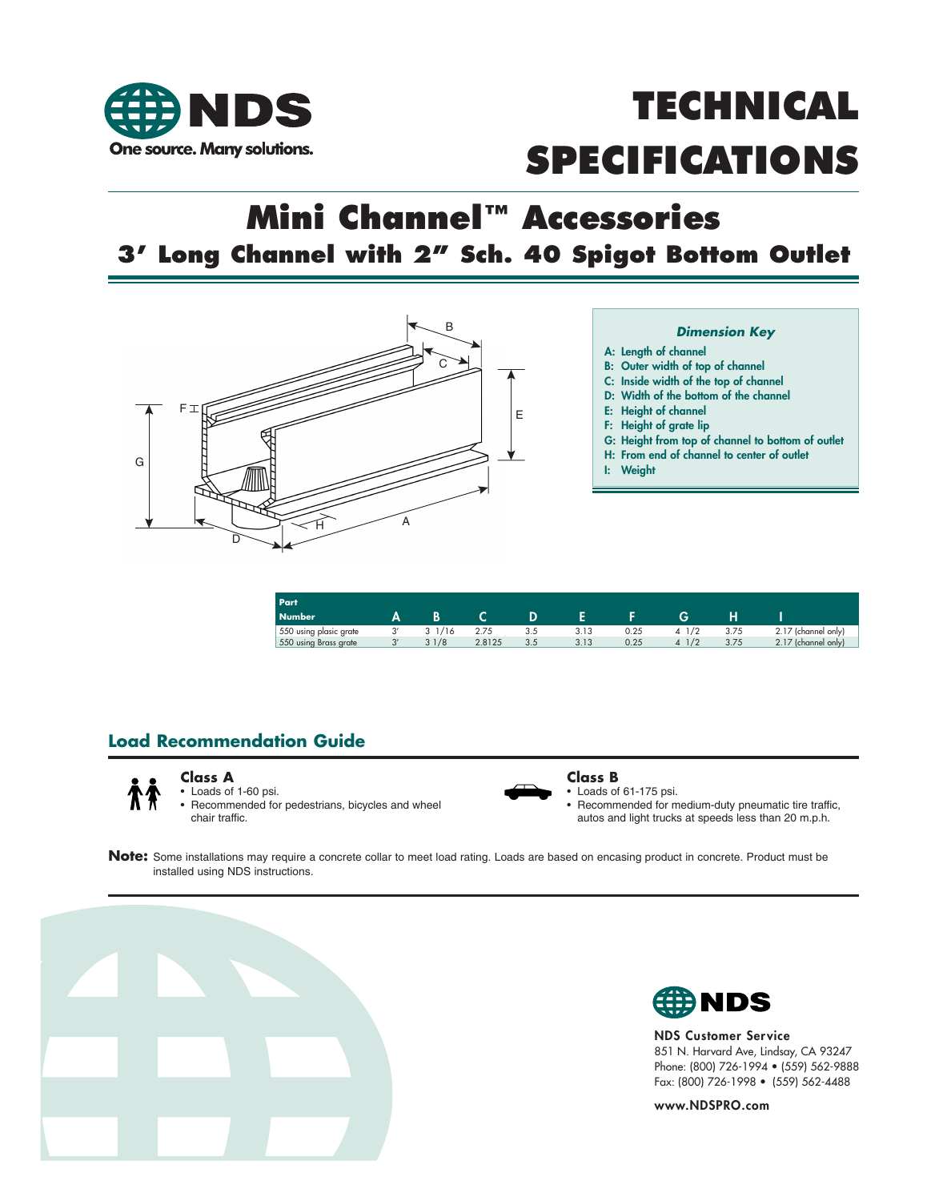# TECHNICAL SPECIFICATIONS

## Mini Channel™ Accessories

### 3' Long Channel with 2" Sch. 40 Spigot Bottom Outlet

B
C
F
E
G
H
A
D

***Dimension Key***

- A: Length of channel
- B: Outer width of top of channel
- C: Inside width of the top of channel
- D: Width of the bottom of the channel
- E: Height of channel
- F: Height of grate lip
- G: Height from top of channel to bottom of outlet
- H: From end of channel to center of outlet
- I: Weight

| Part Number | A | B | C | D | E | F | G | H | I |
|---|---|---|---|---|---|---|---|---|---|
| 550 using plasic grate | 3' | 3 1/16 | 2.75 | 3.5 | 3.13 | 0.25 | 4 1/2 | 3.75 | 2.17 (channel only) |
| 550 using Brass grate | 3' | 3 1/8 | 2.8125 | 3.5 | 3.13 | 0.25 | 4 1/2 | 3.75 | 2.17 (channel only) |

## Load Recommendation Guide

**Class A**
- Loads of 1-60 psi.
- Recommended for pedestrians, bicycles and wheel chair traffic.

**Class B**
- Loads of 61-175 psi.
- Recommended for medium-duty pneumatic tire traffic, autos and light trucks at speeds less than 20 m.p.h.

**Note:** Some installations may require a concrete collar to meet load rating. Loads are based on encasing product in concrete. Product must be installed using NDS instructions.

**NDS Customer Service**
851 N. Harvard Ave, Lindsay, CA 93247
Phone: (800) 726-1994 • (559) 562-9888
Fax: (800) 726-1998 • (559) 562-4488

**www.NDSPRO.com**